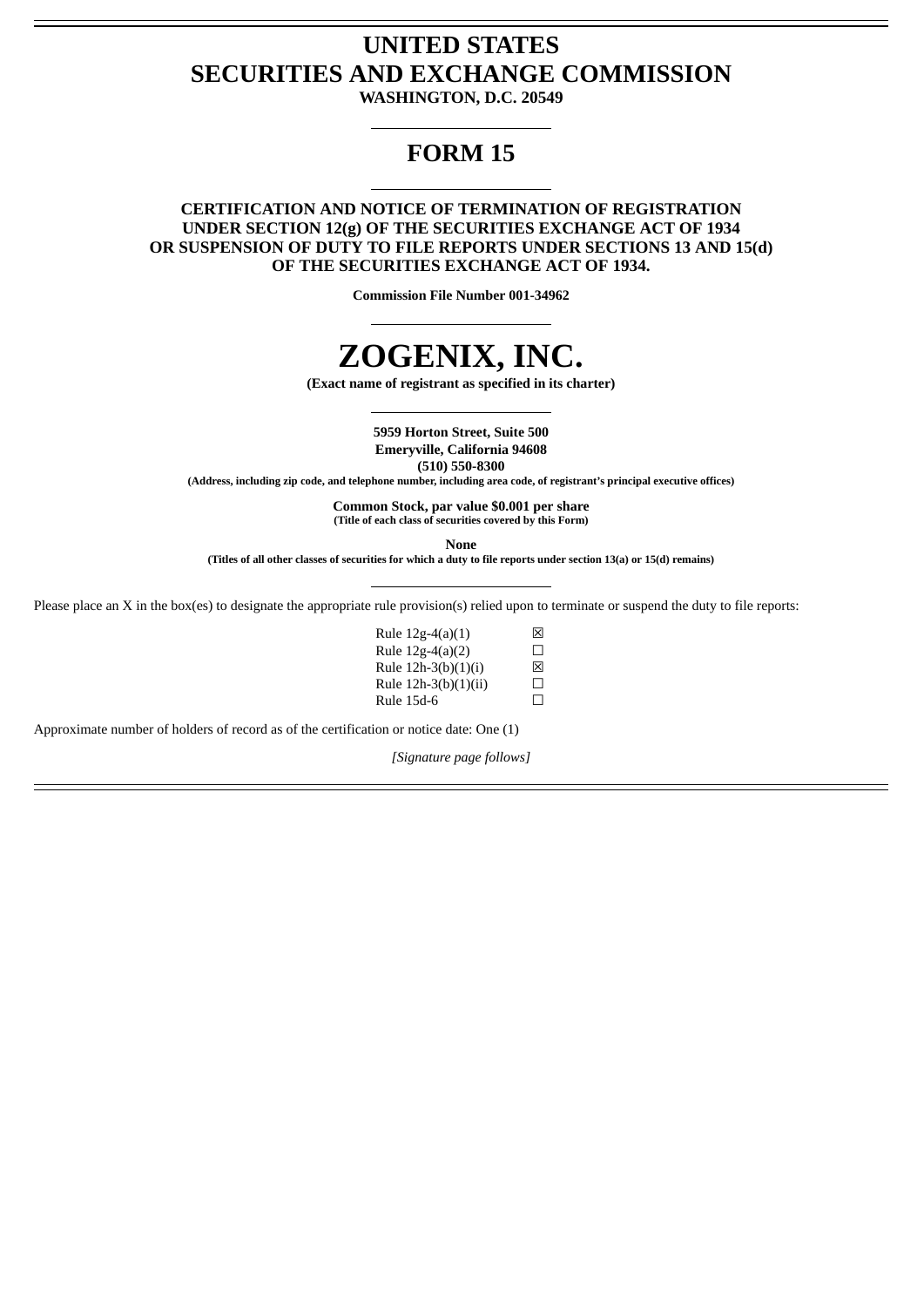# UNITED STATES
# SECURITIES AND EXCHANGE COMMISSION

**WASHINGTON, D.C. 20549**

---

## FORM 15

---

**CERTIFICATION AND NOTICE OF TERMINATION OF REGISTRATION UNDER SECTION 12(g) OF THE SECURITIES EXCHANGE ACT OF 1934 OR SUSPENSION OF DUTY TO FILE REPORTS UNDER SECTIONS 13 AND 15(d) OF THE SECURITIES EXCHANGE ACT OF 1934.**

**Commission File Number 001-34962**

---

# ZOGENIX, INC.

**(Exact name of registrant as specified in its charter)**

---

**5959 Horton Street, Suite 500**
**Emeryville, California 94608**
**(510) 550-8300**
**(Address, including zip code, and telephone number, including area code, of registrant's principal executive offices)**

**Common Stock, par value $0.001 per share**
**(Title of each class of securities covered by this Form)**

**None**
**(Titles of all other classes of securities for which a duty to file reports under section 13(a) or 15(d) remains)**

---

Please place an X in the box(es) to designate the appropriate rule provision(s) relied upon to terminate or suspend the duty to file reports:

| | |
|---|---|
| Rule 12g-4(a)(1) | ☒ |
| Rule 12g-4(a)(2) | ☐ |
| Rule 12h-3(b)(1)(i) | ☒ |
| Rule 12h-3(b)(1)(ii) | ☐ |
| Rule 15d-6 | ☐ |

Approximate number of holders of record as of the certification or notice date: One (1)

*[Signature page follows]*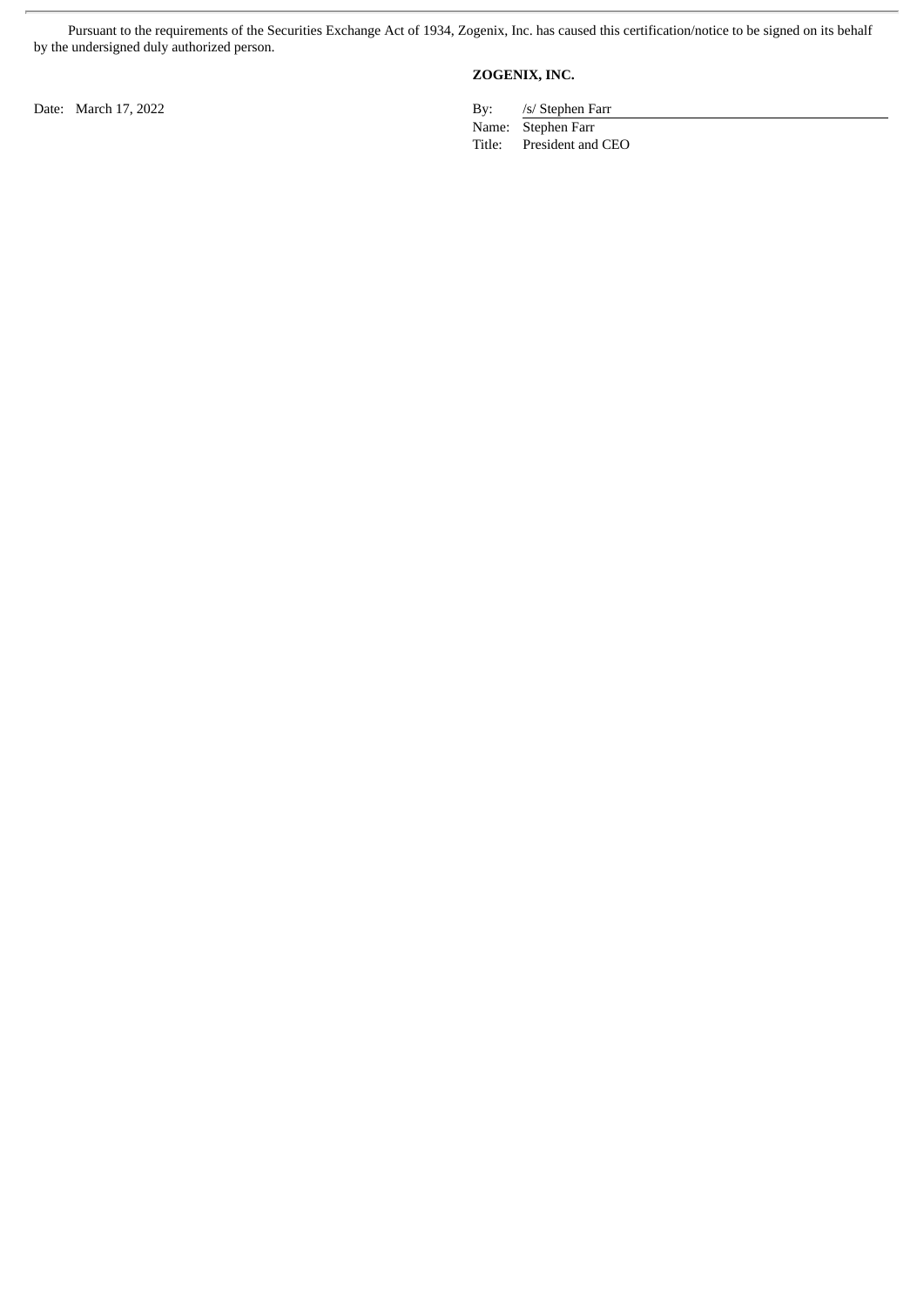Pursuant to the requirements of the Securities Exchange Act of 1934, Zogenix, Inc. has caused this certification/notice to be signed on its behalf by the undersigned duly authorized person.

**ZOGENIX, INC.**

Date: March 17, 2022

By: /s/ Stephen Farr
Name: Stephen Farr
Title: President and CEO